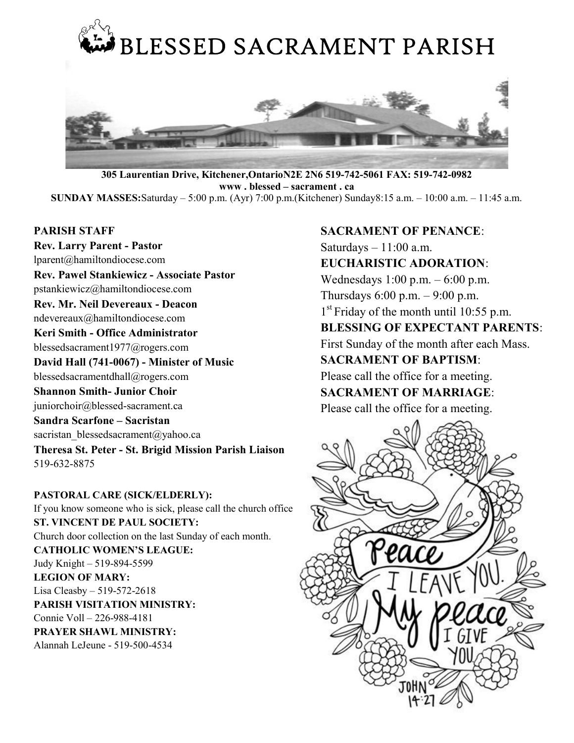# BLESSED SACRAMENT PARISH

**305 Laurentian Drive, Kitchener,OntarioN2E 2N6 519-742-5061 FAX: 519-742-0982**
**www . blessed – sacrament . ca**
**SUNDAY MASSES:**Saturday – 5:00 p.m. (Ayr) 7:00 p.m.(Kitchener) Sunday8:15 a.m. – 10:00 a.m. – 11:45 a.m.

**PARISH STAFF**

**Rev. Larry Parent - Pastor**
lparent@hamiltondiocese.com

**Rev. Pawel Stankiewicz - Associate Pastor**
pstankiewicz@hamiltondiocese.com

**Rev. Mr. Neil Devereaux - Deacon**
ndevereaux@hamiltondiocese.com

**Keri Smith - Office Administrator**
blessedsacrament1977@rogers.com

**David Hall (741-0067) - Minister of Music**
blessedsacramentdhall@rogers.com

**Shannon Smith- Junior Choir**
juniorchoir@blessed-sacrament.ca

**Sandra Scarfone – Sacristan**
sacristan_blessedsacrament@yahoo.ca

**Theresa St. Peter - St. Brigid Mission Parish Liaison**
519-632-8875

**PASTORAL CARE (SICK/ELDERLY):**
If you know someone who is sick, please call the church office

**ST. VINCENT DE PAUL SOCIETY:**
Church door collection on the last Sunday of each month.

**CATHOLIC WOMEN'S LEAGUE:**
Judy Knight – 519-894-5599

**LEGION OF MARY:**
Lisa Cleasby – 519-572-2618

**PARISH VISITATION MINISTRY:**
Connie Voll – 226-988-4181

**PRAYER SHAWL MINISTRY:**
Alannah LeJeune - 519-500-4534

**SACRAMENT OF PENANCE**:
Saturdays – 11:00 a.m.

**EUCHARISTIC ADORATION**:
Wednesdays 1:00 p.m. – 6:00 p.m.
Thursdays 6:00 p.m. – 9:00 p.m.
1st Friday of the month until 10:55 p.m.

**BLESSING OF EXPECTANT PARENTS**:
First Sunday of the month after each Mass.

**SACRAMENT OF BAPTISM**:
Please call the office for a meeting.

**SACRAMENT OF MARRIAGE**:
Please call the office for a meeting.

Peace I leave you. My peace I give you. John 14:27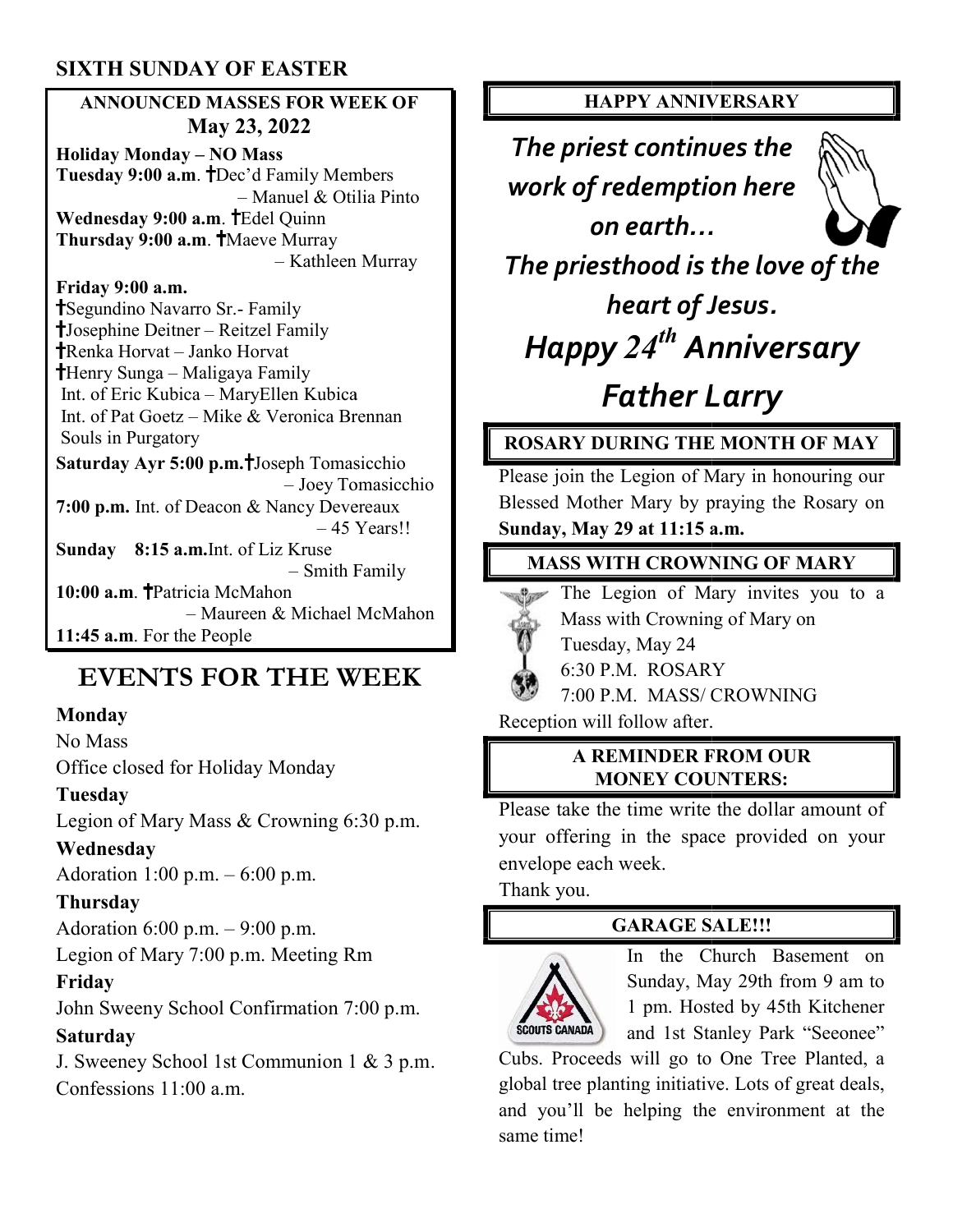## SIXTH SUNDAY OF EASTER

### ANNOUNCED MASSES FOR WEEK OF May 23, 2022

**Holiday Monday – NO Mass**

**Tuesday 9:00 a.m**. †Dec'd Family Members – Manuel & Otilia Pinto

**Wednesday 9:00 a.m**. †Edel Quinn

**Thursday 9:00 a.m**. †Maeve Murray – Kathleen Murray

**Friday 9:00 a.m.**

†Segundino Navarro Sr.- Family
†Josephine Deitner – Reitzel Family
†Renka Horvat – Janko Horvat
†Henry Sunga – Maligaya Family
Int. of Eric Kubica – MaryEllen Kubica
Int. of Pat Goetz – Mike & Veronica Brennan
Souls in Purgatory

**Saturday Ayr 5:00 p.m.**†Joseph Tomasicchio – Joey Tomasicchio

**7:00 p.m.** Int. of Deacon & Nancy Devereaux – 45 Years!!

**Sunday 8:15 a.m.**Int. of Liz Kruse – Smith Family

**10:00 a.m**. †Patricia McMahon – Maureen & Michael McMahon

**11:45 a.m**. For the People

## EVENTS FOR THE WEEK

**Monday**
No Mass
Office closed for Holiday Monday

**Tuesday**
Legion of Mary Mass & Crowning 6:30 p.m.

**Wednesday**
Adoration 1:00 p.m. – 6:00 p.m.

**Thursday**
Adoration 6:00 p.m. – 9:00 p.m.
Legion of Mary 7:00 p.m. Meeting Rm

**Friday**
John Sweeny School Confirmation 7:00 p.m.

**Saturday**
J. Sweeney School 1st Communion 1 & 3 p.m.
Confessions 11:00 a.m.

### HAPPY ANNIVERSARY

*The priest continues the work of redemption here on earth… The priesthood is the love of the heart of Jesus.*

*Happy 24th Anniversary Father Larry*

### ROSARY DURING THE MONTH OF MAY

Please join the Legion of Mary in honouring our Blessed Mother Mary by praying the Rosary on **Sunday, May 29 at 11:15 a.m.**

### MASS WITH CROWNING OF MARY

The Legion of Mary invites you to a Mass with Crowning of Mary on Tuesday, May 24
6:30 P.M. ROSARY
7:00 P.M. MASS/ CROWNING
Reception will follow after.

### A REMINDER FROM OUR MONEY COUNTERS:

Please take the time write the dollar amount of your offering in the space provided on your envelope each week.
Thank you.

### GARAGE SALE!!!

In the Church Basement on Sunday, May 29th from 9 am to 1 pm. Hosted by 45th Kitchener and 1st Stanley Park "Seeonee" Cubs. Proceeds will go to One Tree Planted, a global tree planting initiative. Lots of great deals, and you'll be helping the environment at the same time!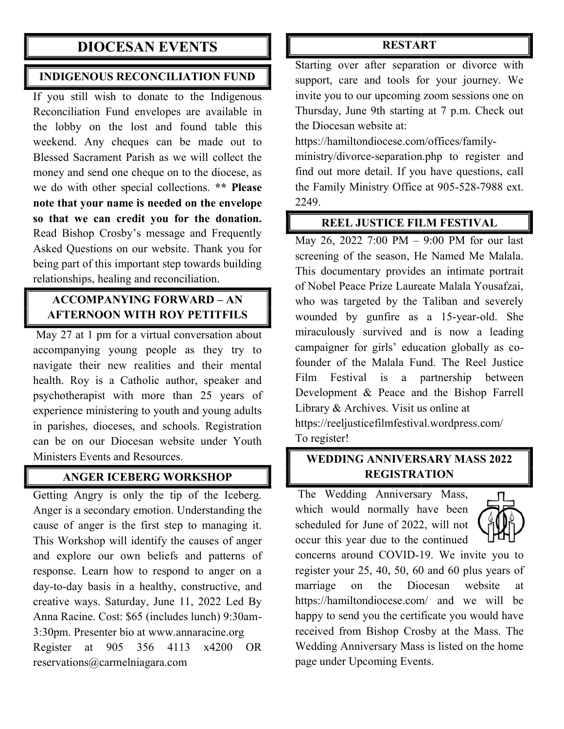# DIOCESAN EVENTS

## INDIGENOUS RECONCILIATION FUND

If you still wish to donate to the Indigenous Reconciliation Fund envelopes are available in the lobby on the lost and found table this weekend. Any cheques can be made out to Blessed Sacrament Parish as we will collect the money and send one cheque on to the diocese, as we do with other special collections. **** Please note that your name is needed on the envelope so that we can credit you for the donation.** Read Bishop Crosby's message and Frequently Asked Questions on our website. Thank you for being part of this important step towards building relationships, healing and reconciliation.

## ACCOMPANYING FORWARD – AN AFTERNOON WITH ROY PETITFILS

May 27 at 1 pm for a virtual conversation about accompanying young people as they try to navigate their new realities and their mental health. Roy is a Catholic author, speaker and psychotherapist with more than 25 years of experience ministering to youth and young adults in parishes, dioceses, and schools. Registration can be on our Diocesan website under Youth Ministers Events and Resources.

## ANGER ICEBERG WORKSHOP

Getting Angry is only the tip of the Iceberg. Anger is a secondary emotion. Understanding the cause of anger is the first step to managing it. This Workshop will identify the causes of anger and explore our own beliefs and patterns of response. Learn how to respond to anger on a day-to-day basis in a healthy, constructive, and creative ways. Saturday, June 11, 2022 Led By Anna Racine. Cost: $65 (includes lunch) 9:30am-3:30pm. Presenter bio at www.annaracine.org
Register at 905 356 4113 x4200 OR reservations@carmelniagara.com

## RESTART

Starting over after separation or divorce with support, care and tools for your journey. We invite you to our upcoming zoom sessions one on Thursday, June 9th starting at 7 p.m. Check out the Diocesan website at:
https://hamiltondiocese.com/offices/family-ministry/divorce-separation.php to register and find out more detail. If you have questions, call the Family Ministry Office at 905-528-7988 ext. 2249.

## REEL JUSTICE FILM FESTIVAL

May 26, 2022 7:00 PM – 9:00 PM for our last screening of the season, He Named Me Malala. This documentary provides an intimate portrait of Nobel Peace Prize Laureate Malala Yousafzai, who was targeted by the Taliban and severely wounded by gunfire as a 15-year-old. She miraculously survived and is now a leading campaigner for girls' education globally as co-founder of the Malala Fund. The Reel Justice Film Festival is a partnership between Development & Peace and the Bishop Farrell Library & Archives. Visit us online at
https://reeljusticefilmfestival.wordpress.com/
To register!

## WEDDING ANNIVERSARY MASS 2022 REGISTRATION

The Wedding Anniversary Mass, which would normally have been scheduled for June of 2022, will not occur this year due to the continued concerns around COVID-19. We invite you to register your 25, 40, 50, 60 and 60 plus years of marriage on the Diocesan website at https://hamiltondiocese.com/ and we will be happy to send you the certificate you would have received from Bishop Crosby at the Mass. The Wedding Anniversary Mass is listed on the home page under Upcoming Events.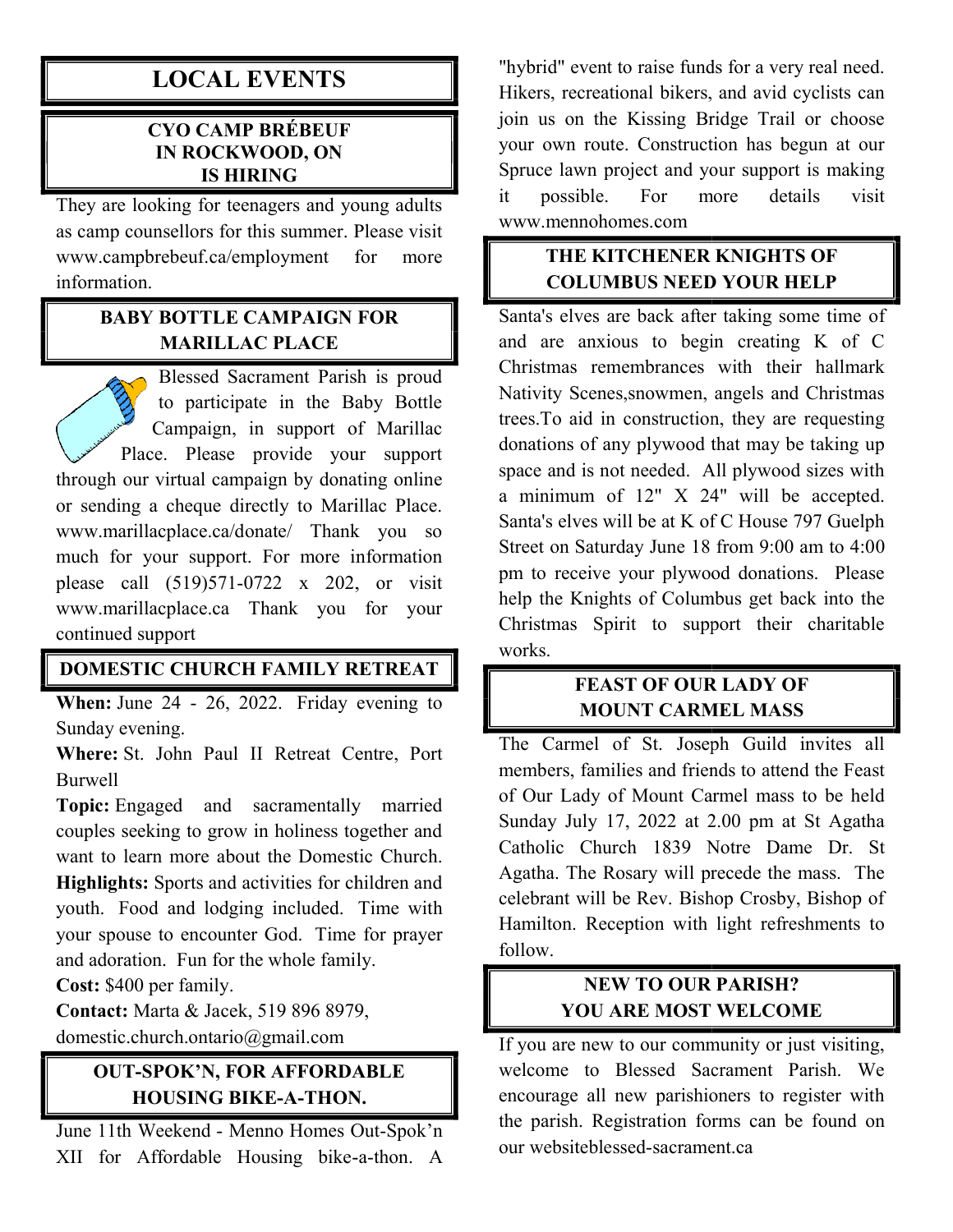# LOCAL EVENTS

## CYO CAMP BRÉBEUF IN ROCKWOOD, ON IS HIRING

They are looking for teenagers and young adults as camp counsellors for this summer. Please visit www.campbrebeuf.ca/employment for more information.

## BABY BOTTLE CAMPAIGN FOR MARILLAC PLACE

Blessed Sacrament Parish is proud to participate in the Baby Bottle Campaign, in support of Marillac Place. Please provide your support through our virtual campaign by donating online or sending a cheque directly to Marillac Place. www.marillacplace.ca/donate/ Thank you so much for your support. For more information please call (519)571-0722 x 202, or visit www.marillacplace.ca Thank you for your continued support

## DOMESTIC CHURCH FAMILY RETREAT

**When:** June 24 - 26, 2022. Friday evening to Sunday evening.

**Where:** St. John Paul II Retreat Centre, Port Burwell

**Topic:** Engaged and sacramentally married couples seeking to grow in holiness together and want to learn more about the Domestic Church.

**Highlights:** Sports and activities for children and youth. Food and lodging included. Time with your spouse to encounter God. Time for prayer and adoration. Fun for the whole family.

**Cost:** $400 per family.

**Contact:** Marta & Jacek, 519 896 8979, domestic.church.ontario@gmail.com

## OUT-SPOK'N, FOR AFFORDABLE HOUSING BIKE-A-THON.

June 11th Weekend - Menno Homes Out-Spok'n XII for Affordable Housing bike-a-thon. A "hybrid" event to raise funds for a very real need. Hikers, recreational bikers, and avid cyclists can join us on the Kissing Bridge Trail or choose your own route. Construction has begun at our Spruce lawn project and your support is making it possible. For more details visit www.mennohomes.com

## THE KITCHENER KNIGHTS OF COLUMBUS NEED YOUR HELP

Santa's elves are back after taking some time of and are anxious to begin creating K of C Christmas remembrances with their hallmark Nativity Scenes,snowmen, angels and Christmas trees.To aid in construction, they are requesting donations of any plywood that may be taking up space and is not needed. All plywood sizes with a minimum of 12" X 24" will be accepted. Santa's elves will be at K of C House 797 Guelph Street on Saturday June 18 from 9:00 am to 4:00 pm to receive your plywood donations. Please help the Knights of Columbus get back into the Christmas Spirit to support their charitable works.

## FEAST OF OUR LADY OF MOUNT CARMEL MASS

The Carmel of St. Joseph Guild invites all members, families and friends to attend the Feast of Our Lady of Mount Carmel mass to be held Sunday July 17, 2022 at 2.00 pm at St Agatha Catholic Church 1839 Notre Dame Dr. St Agatha. The Rosary will precede the mass. The celebrant will be Rev. Bishop Crosby, Bishop of Hamilton. Reception with light refreshments to follow.

## NEW TO OUR PARISH? YOU ARE MOST WELCOME

If you are new to our community or just visiting, welcome to Blessed Sacrament Parish. We encourage all new parishioners to register with the parish. Registration forms can be found on our websiteblessed-sacrament.ca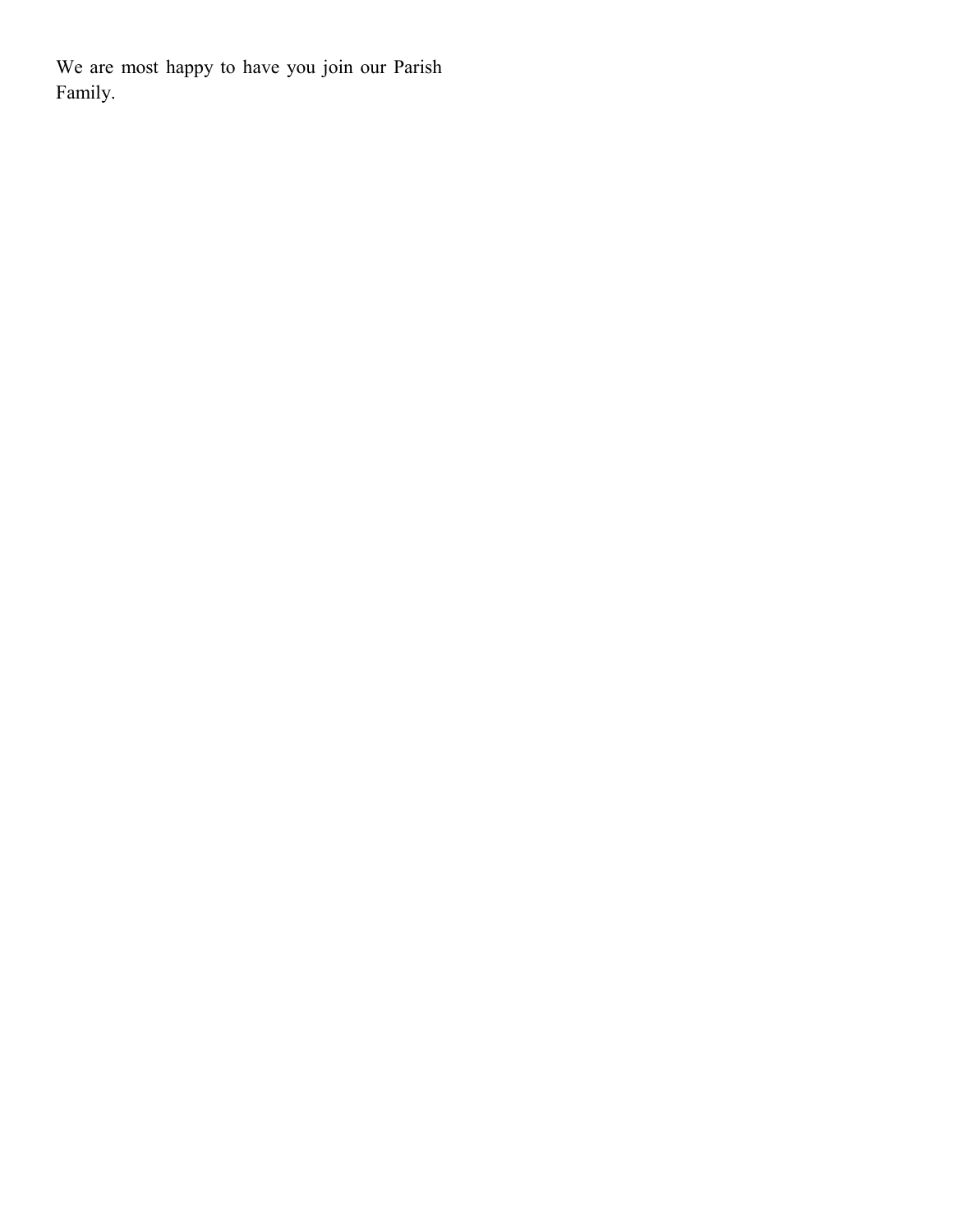We are most happy to have you join our Parish Family.